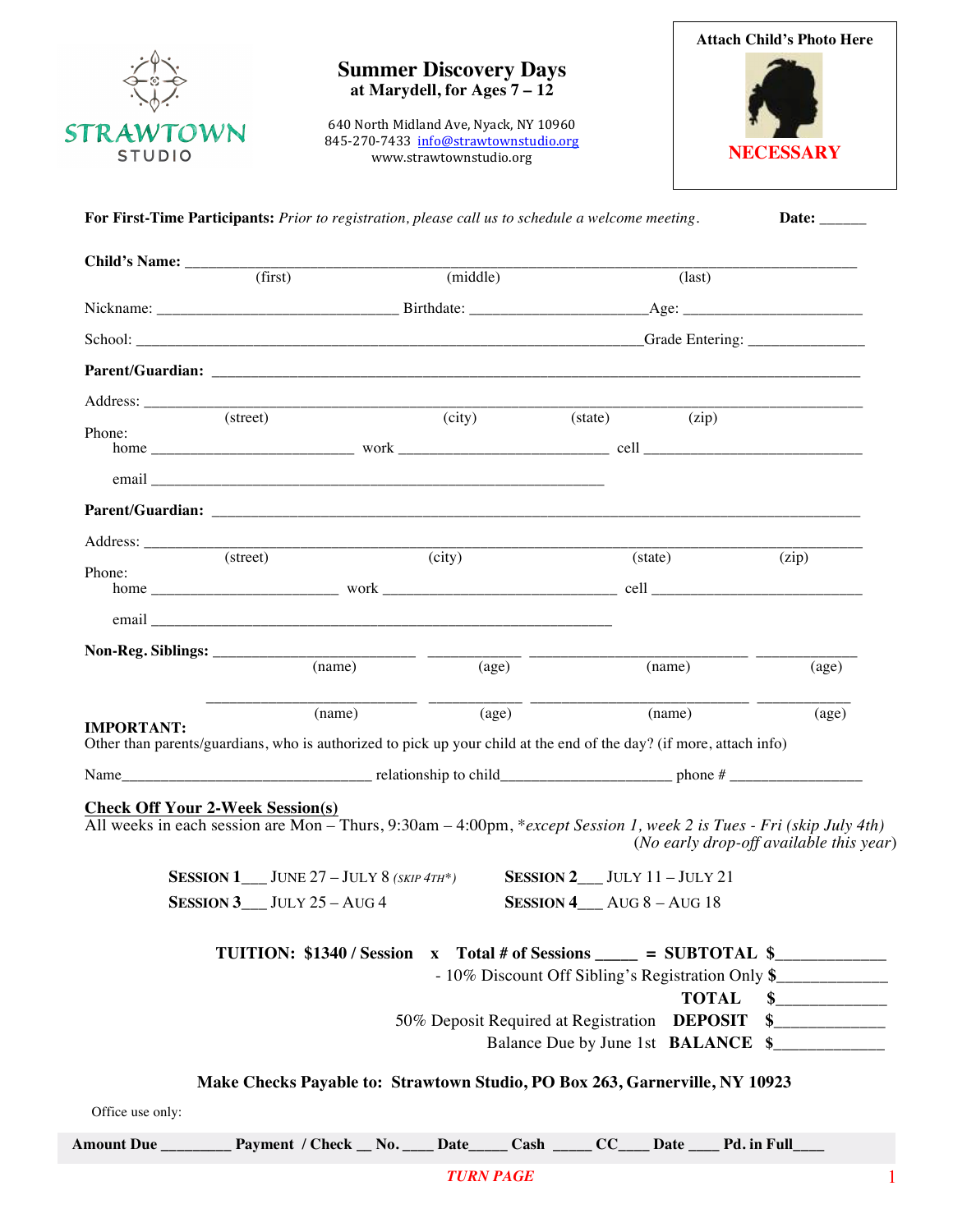STRAWTOWN STUDIO

# Summer Discovery Days

**at Marydell, for Ages 7 – 12**

640 North Midland Ave, Nyack, NY 10960
845-270-7433 info@strawtownstudio.org
www.strawtownstudio.org

**Attach Child's Photo Here**

**NECESSARY**

**For First-Time Participants:** *Prior to registration, please call us to schedule a welcome meeting.* **Date:** ______

**Child's Name:** ______________________________________________________________
(first) (middle) (last)

Nickname: ____________________ Birthdate: ________________ Age: ________________

School: ____________________________________________ Grade Entering: ____________

**Parent/Guardian:** ______________________________________________________________

Address: ______________________________________________________________
(street) (city) (state) (zip)

Phone:
home ____________________ work ____________________ cell ____________________

email ____________________________________________

**Parent/Guardian:** ______________________________________________________________

Address: ______________________________________________________________
(street) (city) (state) (zip)

Phone:
home ____________________ work ____________________ cell ____________________

email ____________________________________________

**Non-Reg. Siblings:** ____________________ __________ ____________________ __________
(name) (age) (name) (age)

____________________ __________ ____________________ __________
(name) (age) (name) (age)

**IMPORTANT:**
Other than parents/guardians, who is authorized to pick up your child at the end of the day? (if more, attach info)

Name________________________ relationship to child________________ phone # ____________

## Check Off Your 2-Week Session(s)

All weeks in each session are Mon – Thurs, 9:30am – 4:00pm, *\*except Session 1, week 2 is Tues - Fri (skip July 4th)*
*(No early drop-off available this year)*

**SESSION 1**___ JUNE 27 – JULY 8 *(SKIP 4TH\*)*  **SESSION 2**___ JULY 11 – JULY 21

**SESSION 3**___ JULY 25 – AUG 4  **SESSION 4**___ AUG 8 – AUG 18

**TUITION: $1340 / Session x Total # of Sessions _____ = SUBTOTAL $____________**

- 10% Discount Off Sibling's Registration Only $____________

**TOTAL $____________**

50% Deposit Required at Registration **DEPOSIT $____________**

Balance Due by June 1st **BALANCE $____________**

**Make Checks Payable to: Strawtown Studio, PO Box 263, Garnerville, NY 10923**

Office use only:

**Amount Due ________ Payment / Check __ No. ____ Date_____ Cash _____ CC____ Date ____ Pd. in Full____**

*TURN PAGE*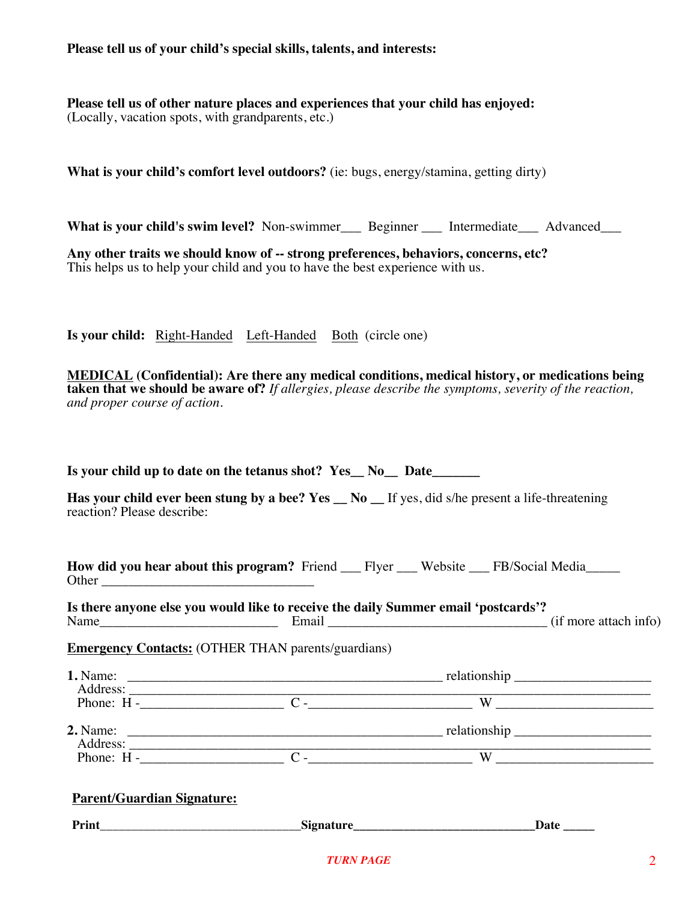**Please tell us of your child's special skills, talents, and interests:**

**Please tell us of other nature places and experiences that your child has enjoyed:**
(Locally, vacation spots, with grandparents, etc.)

**What is your child's comfort level outdoors?** (ie: bugs, energy/stamina, getting dirty)

**What is your child's swim level?** Non-swimmer___ Beginner ___ Intermediate___ Advanced___

**Any other traits we should know of -- strong preferences, behaviors, concerns, etc?**
This helps us to help your child and you to have the best experience with us.

**Is your child:** Right-Handed Left-Handed Both (circle one)

**MEDICAL (Confidential): Are there any medical conditions, medical history, or medications being taken that we should be aware of?** *If allergies, please describe the symptoms, severity of the reaction, and proper course of action.*

**Is your child up to date on the tetanus shot? Yes__ No__ Date_______**

**Has your child ever been stung by a bee? Yes __ No __** If yes, did s/he present a life-threatening reaction? Please describe:

**How did you hear about this program?** Friend ___ Flyer ___ Website ___ FB/Social Media_____
Other _________________________________

**Is there anyone else you would like to receive the daily Summer email 'postcards'?**
Name____________________________ Email __________________________________ (if more attach info)

**Emergency Contacts:** (OTHER THAN parents/guardians)

**1.** Name: ________________________________________________ relationship ____________________
Address: ______________________________________________________________________________
Phone: H -______________________ C -_________________________ W ________________________

**2.** Name: ________________________________________________ relationship ____________________
Address: ______________________________________________________________________________
Phone: H -______________________ C -_________________________ W ________________________

**Parent/Guardian Signature:**

**Print**_______________________________**Signature**____________________________**Date** _____

***TURN PAGE***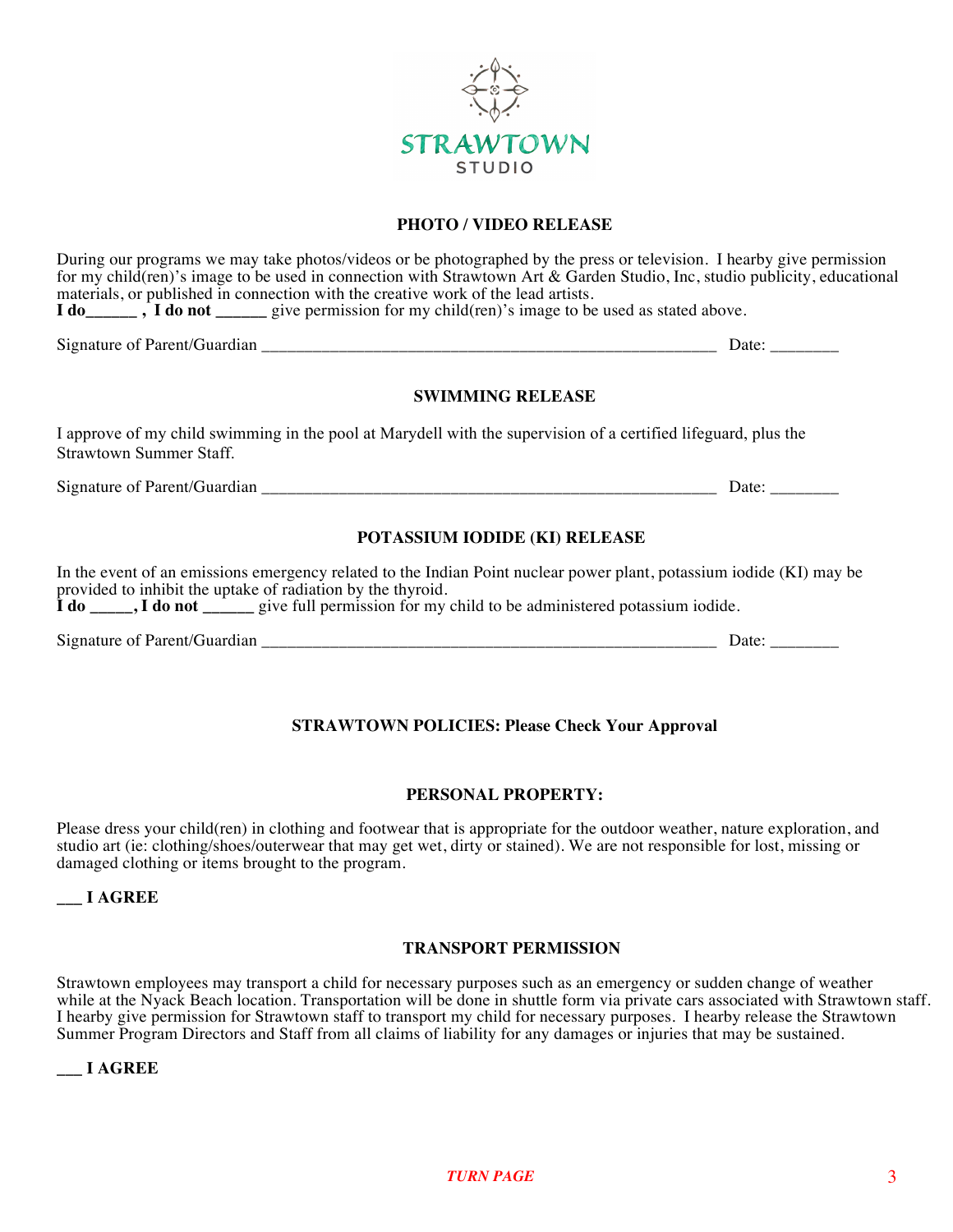STRAWTOWN
STUDIO

## PHOTO / VIDEO RELEASE

During our programs we may take photos/videos or be photographed by the press or television. I hearby give permission for my child(ren)'s image to be used in connection with Strawtown Art & Garden Studio, Inc, studio publicity, educational materials, or published in connection with the creative work of the lead artists.

**I do______ , I do not ______** give permission for my child(ren)'s image to be used as stated above.

Signature of Parent/Guardian ________________________________________________________ Date: ________

## SWIMMING RELEASE

I approve of my child swimming in the pool at Marydell with the supervision of a certified lifeguard, plus the Strawtown Summer Staff.

Signature of Parent/Guardian ________________________________________________________ Date: ________

## POTASSIUM IODIDE (KI) RELEASE

In the event of an emissions emergency related to the Indian Point nuclear power plant, potassium iodide (KI) may be provided to inhibit the uptake of radiation by the thyroid.

**I do _____, I do not ______** give full permission for my child to be administered potassium iodide.

Signature of Parent/Guardian ________________________________________________________ Date: ________

## STRAWTOWN POLICIES: Please Check Your Approval

### PERSONAL PROPERTY:

Please dress your child(ren) in clothing and footwear that is appropriate for the outdoor weather, nature exploration, and studio art (ie: clothing/shoes/outerwear that may get wet, dirty or stained). We are not responsible for lost, missing or damaged clothing or items brought to the program.

**___ I AGREE**

### TRANSPORT PERMISSION

Strawtown employees may transport a child for necessary purposes such as an emergency or sudden change of weather while at the Nyack Beach location. Transportation will be done in shuttle form via private cars associated with Strawtown staff. I hearby give permission for Strawtown staff to transport my child for necessary purposes. I hearby release the Strawtown Summer Program Directors and Staff from all claims of liability for any damages or injuries that may be sustained.

**___ I AGREE**

*TURN PAGE*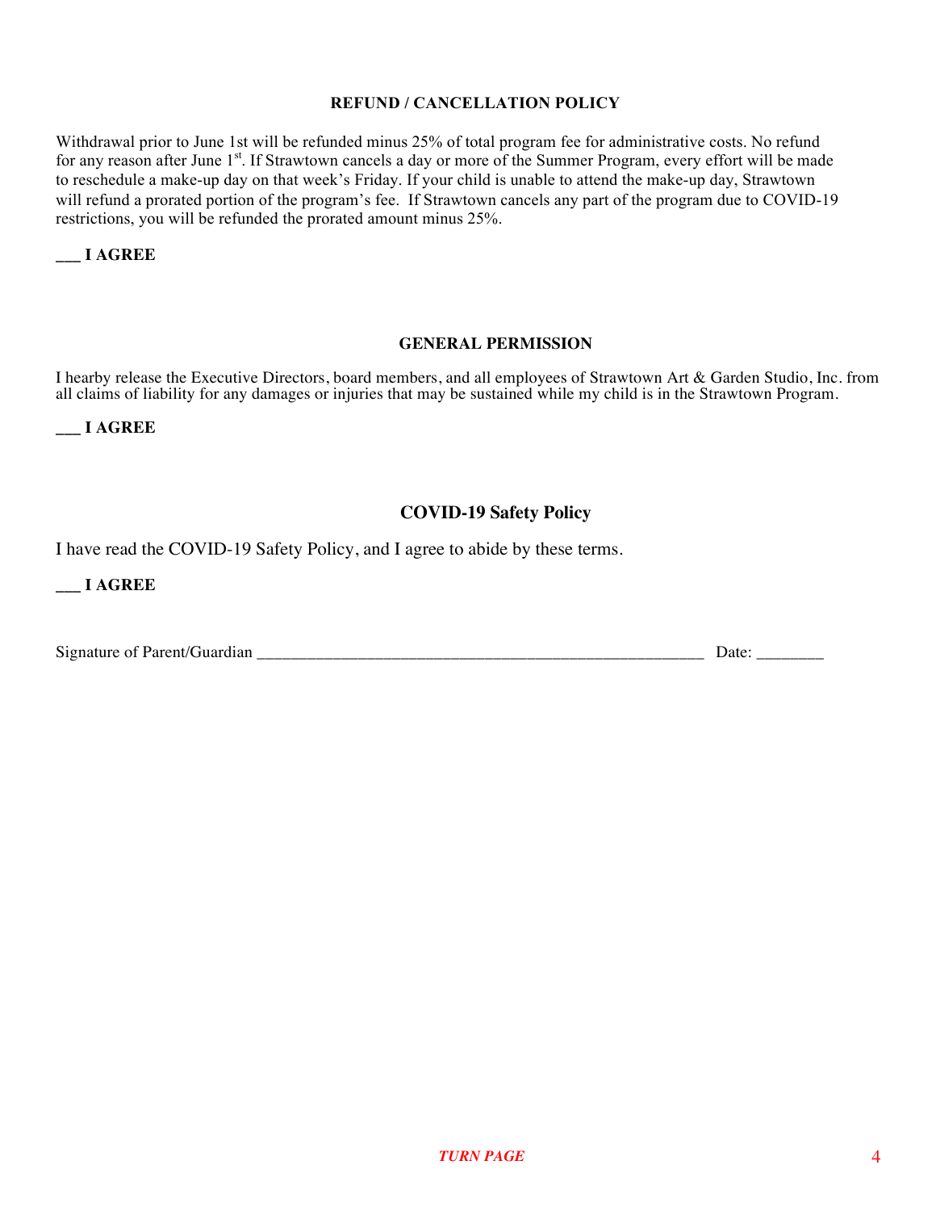## REFUND / CANCELLATION POLICY

Withdrawal prior to June 1st will be refunded minus 25% of total program fee for administrative costs. No refund for any reason after June 1st. If Strawtown cancels a day or more of the Summer Program, every effort will be made to reschedule a make-up day on that week's Friday. If your child is unable to attend the make-up day, Strawtown will refund a prorated portion of the program's fee. If Strawtown cancels any part of the program due to COVID-19 restrictions, you will be refunded the prorated amount minus 25%.

**___ I AGREE**

## GENERAL PERMISSION

I hearby release the Executive Directors, board members, and all employees of Strawtown Art & Garden Studio, Inc. from all claims of liability for any damages or injuries that may be sustained while my child is in the Strawtown Program.

**___ I AGREE**

## COVID-19 Safety Policy

I have read the COVID-19 Safety Policy, and I agree to abide by these terms.

**___ I AGREE**

Signature of Parent/Guardian _______________________________________________________ Date: ________

*TURN PAGE*